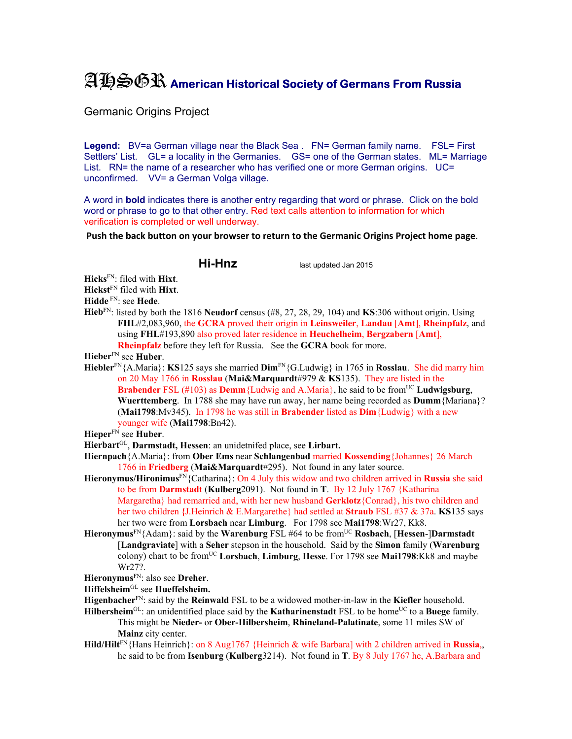# AHSGR American Historical Society of Germans From Russia

Germanic Origins Project

**Legend:** BV=a German village near the Black Sea . FN= German family name. FSL= First Settlers' List. GL= a locality in the Germanies. GS= one of the German states. ML= Marriage List. RN= the name of a researcher who has verified one or more German origins. UC= unconfirmed. VV= a German Volga village.

A word in **bold** indicates there is another entry regarding that word or phrase. Click on the bold word or phrase to go to that other entry. Red text calls attention to information for which verification is completed or well underway.

**Push the back button on your browser to return to the Germanic Origins Project home page.**

## Hi-Hnz

last updated Jan 2015

**Hicks**FN: filed with **Hixt**.

**Hickst**FN filed with **Hixt**.

**Hidde** FN: see **Hede**.

**Hieb**FN: listed by both the 1816 **Neudorf** census (#8, 27, 28, 29, 104) and **KS**:306 without origin. Using **FHL**#2,083,960, the **GCRA** proved their origin in **Leinsweiler**, **Landau** [**Amt**], **Rheinpfalz**, and using **FHL**#193,890 also proved later residence in **Heuchelheim**, **Bergzabern** [**Amt**], **Rheinpfalz** before they left for Russia. See the **GCRA** book for more.

**Hieber**FN see **Huber**.

**Hiebler**FN{A.Maria}: **KS**125 says she married **Dim**FN{G.Ludwig} in 1765 in **Rosslau**. She did marry him on 20 May 1766 in **Rosslau** (**Mai&Marquardt**#979 & **KS**135). They are listed in the **Brabender** FSL (#103) as **Demm**{Ludwig and A.Maria}, he said to be fromUC **Ludwigsburg**, **Wuerttemberg**. In 1788 she may have run away, her name being recorded as **Dumm**{Mariana}? (**Mai1798**:Mv345). In 1798 he was still in **Brabender** listed as **Dim**{Ludwig} with a new younger wife (**Mai1798**:Bn42).

**Hieper**FN see **Huber**.

**Hierbart**GL, **Darmstadt, Hessen**: an unidetnifed place, see **Lirbart.**

**Hiernpach**{A.Maria}: from **Ober Ems** near **Schlangenbad** married **Kossending**{Johannes} 26 March 1766 in **Friedberg** (**Mai&Marquardt**#295). Not found in any later source.

**Hieronymus/Hironimus**FN{Catharina}: On 4 July this widow and two children arrived in **Russia** she said to be from **Darmstadt** (**Kulberg**2091). Not found in **T**. By 12 July 1767 {Katharina Margaretha} had remarried and, with her new husband **Gerklotz**{Conrad}, his two children and her two children **{**J.Heinrich & E.Margarethe} had settled at **Straub** FSL #37 & 37a. **KS**135 says her two were from **Lorsbach** near **Limburg**. For 1798 see **Mai1798**:Wr27, Kk8.

**Hieronymus**FN{Adam}: said by the **Warenburg** FSL #64 to be fromUC **Rosbach**, [**Hessen**-]**Darmstadt** [**Landgraviate**] with a **Seher** stepson in the household. Said by the **Simon** family (**Warenburg** colony) chart to be fromUC **Lorsbach**, **Limburg**, **Hesse**. For 1798 see **Mai1798**:Kk8 and maybe Wr27?.

**Hieronymus**FN: also see **Dreher**.

**Hiffelsheim**GL see **Hueffelsheim.**

**Higenbacher**FN: said by the **Reinwald** FSL to be a widowed mother-in-law in the **Kiefler** household.

**Hilbersheim**GL: an unidentified place said by the **Katharinenstadt** FSL to be homeUC to a **Buege** family. This might be **Nieder-** or **Ober-Hilbersheim**, **Rhineland-Palatinate**, some 11 miles SW of **Mainz** city center.

**Hild/Hilt**FN{Hans Heinrich}: on 8 Aug1767 {Heinrich & wife Barbara] with 2 children arrived in **Russia**,, he said to be from **Isenburg** (**Kulberg**3214). Not found in **T**. By 8 July 1767 he, A.Barbara and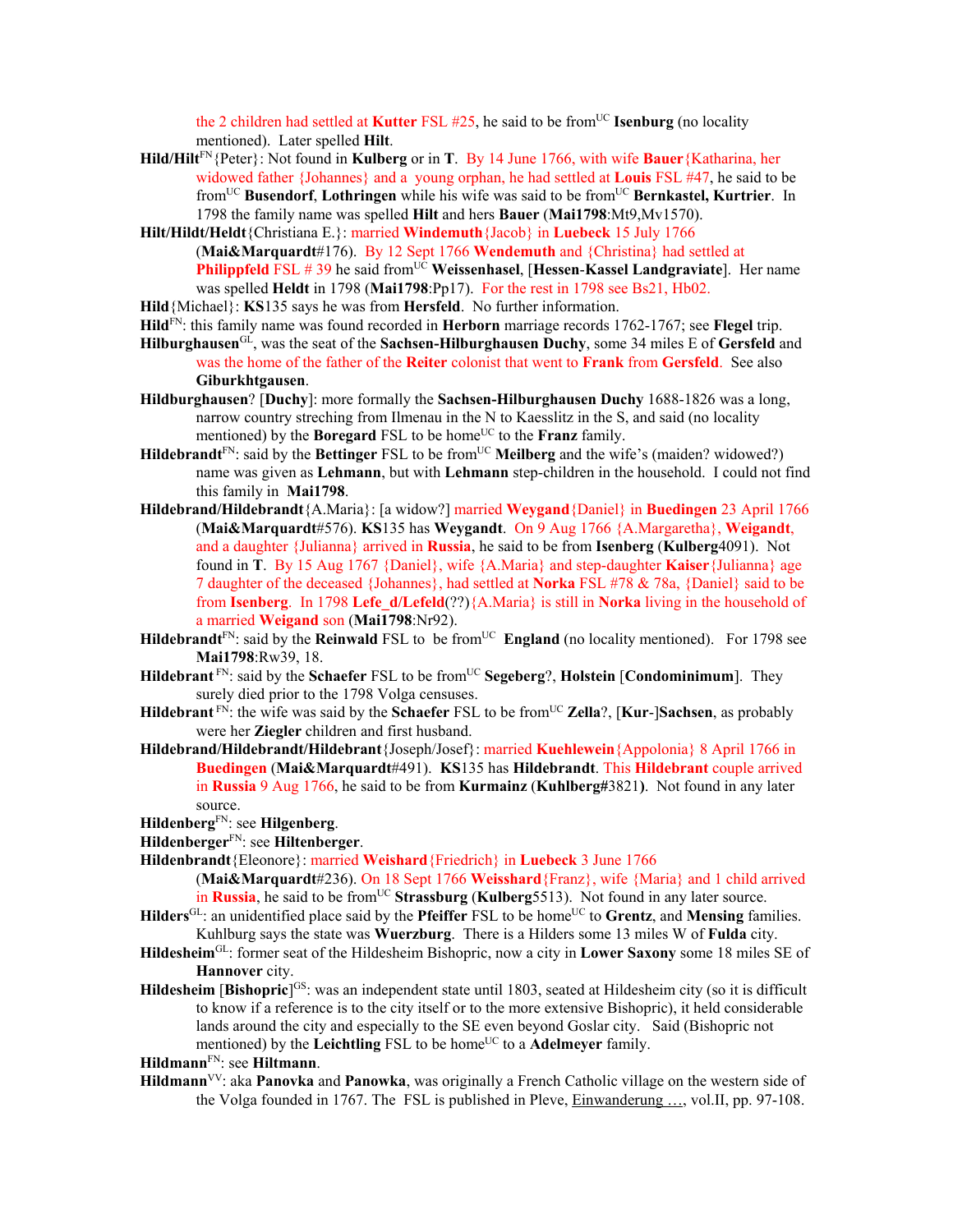the 2 children had settled at **Kutter** FSL #25, he said to be from[UC] **Isenburg** (no locality mentioned). Later spelled **Hilt**.

**Hild/Hilt**[FN]{Peter}: Not found in **Kulberg** or in **T**. By 14 June 1766, with wife **Bauer**{Katharina, her widowed father {Johannes} and a young orphan, he had settled at **Louis** FSL #47, he said to be from[UC] **Busendorf**, **Lothringen** while his wife was said to be from[UC] **Bernkastel, Kurtrier**. In 1798 the family name was spelled **Hilt** and hers **Bauer** (**Mai1798**:Mt9,Mv1570).

**Hilt/Hildt/Heldt**{Christiana E.}: married **Windemuth**{Jacob} in **Luebeck** 15 July 1766 (**Mai&Marquardt**#176). By 12 Sept 1766 **Wendemuth** and {Christina} had settled at **Philippfeld** FSL # 39 he said from[UC] **Weissenhasel**, [**Hessen**-**Kassel Landgraviate**]. Her name was spelled **Heldt** in 1798 (**Mai1798**:Pp17). For the rest in 1798 see Bs21, Hb02.

**Hild**{Michael}: **KS**135 says he was from **Hersfeld**. No further information.

**Hild**[FN]: this family name was found recorded in **Herborn** marriage records 1762-1767; see **Flegel** trip.

**Hilburghausen**[GL], was the seat of the **Sachsen-Hilburghausen Duchy**, some 34 miles E of **Gersfeld** and was the home of the father of the **Reiter** colonist that went to **Frank** from **Gersfeld**. See also **Giburkhtgausen**.

**Hildburghausen**? [**Duchy**]: more formally the **Sachsen-Hilburghausen Duchy** 1688-1826 was a long, narrow country streching from Ilmenau in the N to Kaesslitz in the S, and said (no locality mentioned) by the **Boregard** FSL to be home[UC] to the **Franz** family.

**Hildebrandt**[FN]: said by the **Bettinger** FSL to be from[UC] **Meilberg** and the wife's (maiden? widowed?) name was given as **Lehmann**, but with **Lehmann** step-children in the household. I could not find this family in **Mai1798**.

**Hildebrand/Hildebrandt**{A.Maria}: [a widow?] married **Weygand**{Daniel} in **Buedingen** 23 April 1766 (**Mai&Marquardt**#576). **KS**135 has **Weygandt**. On 9 Aug 1766 {A.Margaretha}, **Weigandt**, and a daughter {Julianna} arrived in **Russia**, he said to be from **Isenberg** (**Kulberg**4091). Not found in **T**. By 15 Aug 1767 {Daniel}, wife {A.Maria} and step-daughter **Kaiser**{Julianna} age 7 daughter of the deceased {Johannes}, had settled at **Norka** FSL #78 & 78a, {Daniel} said to be from **Isenberg**. In 1798 **Lefe_d/Lefeld**(??){A.Maria} is still in **Norka** living in the household of a married **Weigand** son (**Mai1798**:Nr92).

**Hildebrandt**[FN]: said by the **Reinwald** FSL to be from[UC] **England** (no locality mentioned). For 1798 see **Mai1798**:Rw39, 18.

**Hildebrant** [FN]: said by the **Schaefer** FSL to be from[UC] **Segeberg**?, **Holstein** [**Condominimum**]. They surely died prior to the 1798 Volga censuses.

**Hildebrant** [FN]: the wife was said by the **Schaefer** FSL to be from[UC] **Zella**?, [**Kur**-]**Sachsen**, as probably were her **Ziegler** children and first husband.

**Hildebrand/Hildebrandt/Hildebrant**{Joseph/Josef}: married **Kuehlewein**{Appolonia} 8 April 1766 in **Buedingen** (**Mai&Marquardt**#491). **KS**135 has **Hildebrandt**. This **Hildebrant** couple arrived in **Russia** 9 Aug 1766, he said to be from **Kurmainz** (**Kuhlberg#**3821**)**. Not found in any later source.

**Hildenberg**[FN]: see **Hilgenberg**.

**Hildenberger**[FN]: see **Hiltenberger**.

**Hildenbrandt**{Eleonore}: married **Weishard**{Friedrich} in **Luebeck** 3 June 1766 (**Mai&Marquardt**#236). On 18 Sept 1766 **Weisshard**{Franz}, wife {Maria} and 1 child arrived in **Russia**, he said to be from[UC] **Strassburg** (**Kulberg**5513). Not found in any later source.

**Hilders**[GL]: an unidentified place said by the **Pfeiffer** FSL to be home[UC] to **Grentz**, and **Mensing** families. Kuhlburg says the state was **Wuerzburg**. There is a Hilders some 13 miles W of **Fulda** city.

**Hildesheim**[GL]: former seat of the Hildesheim Bishopric, now a city in **Lower Saxony** some 18 miles SE of **Hannover** city.

**Hildesheim** [**Bishopric**][GS]: was an independent state until 1803, seated at Hildesheim city (so it is difficult to know if a reference is to the city itself or to the more extensive Bishopric), it held considerable lands around the city and especially to the SE even beyond Goslar city. Said (Bishopric not mentioned) by the **Leichtling** FSL to be home[UC] to a **Adelmeyer** family.

**Hildmann**[FN]: see **Hiltmann**.

**Hildmann**[VV]: aka **Panovka** and **Panowka**, was originally a French Catholic village on the western side of the Volga founded in 1767. The FSL is published in Pleve, Einwanderung …, vol.II, pp. 97-108.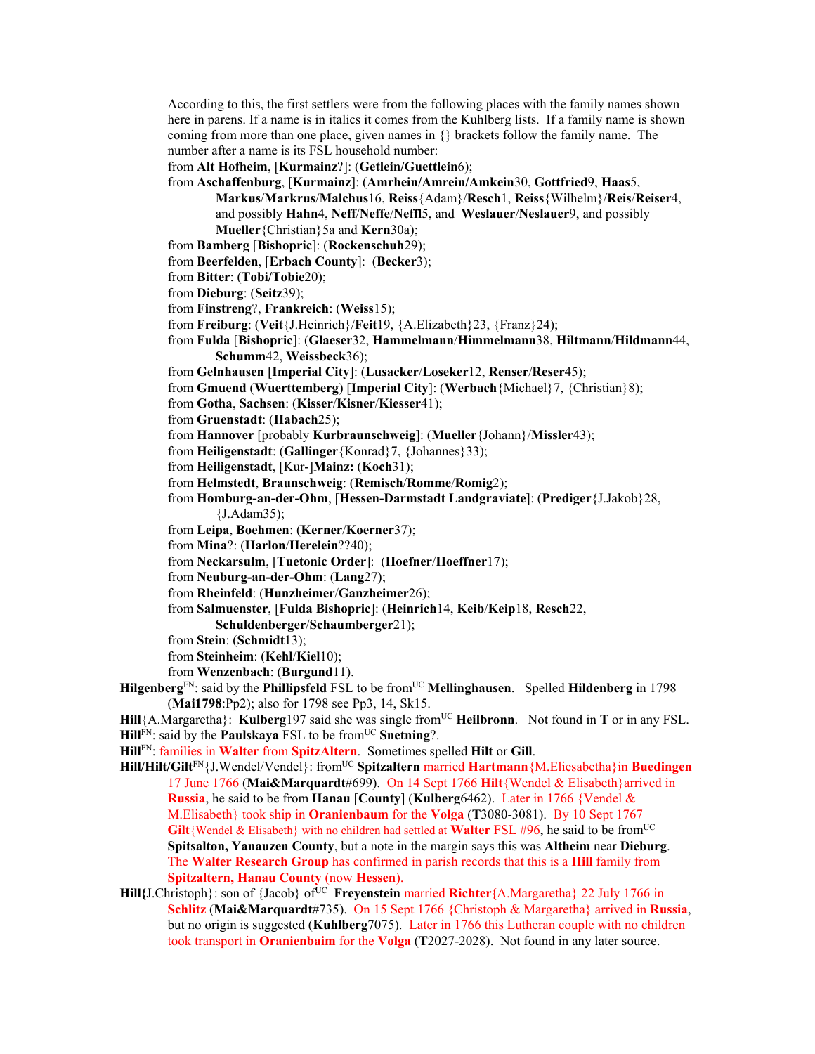According to this, the first settlers were from the following places with the family names shown here in parens. If a name is in italics it comes from the Kuhlberg lists. If a family name is shown coming from more than one place, given names in {} brackets follow the family name. The number after a name is its FSL household number:

from **Alt Hofheim**, [**Kurmainz**?]: (**Getlein/Guettlein**6);

from **Aschaffenburg**, [**Kurmainz**]: (**Amrhein/Amrein/Amkein**30, **Gottfried**9, **Haas**5, **Markus**/**Markrus**/**Malchus**16, **Reiss**{Adam}/**Resch**1, **Reiss**{Wilhelm}/**Reis**/**Reiser**4, and possibly **Hahn**4, **Neff**/**Neffe**/**Neffl**5, and **Weslauer**/**Neslauer**9, and possibly **Mueller**{Christian}5a and **Kern**30a);

from **Bamberg** [**Bishopric**]: (**Rockenschuh**29);

from **Beerfelden**, [**Erbach County**]: (**Becker**3);

from **Bitter**: (**Tobi/Tobie**20);

from **Dieburg**: (**Seitz**39);

from **Finstreng**?, **Frankreich**: (**Weiss**15);

from **Freiburg**: (**Veit**{J.Heinrich}/**Feit**19, {A.Elizabeth}23, {Franz}24);

from **Fulda** [**Bishopric**]: (**Glaeser**32, **Hammelmann**/**Himmelmann**38, **Hiltmann**/**Hildmann**44, **Schumm**42, **Weissbeck**36);

from **Gelnhausen** [**Imperial City**]: (**Lusacker**/**Loseker**12, **Renser**/**Reser**45);

from **Gmuend** (**Wuerttemberg**) [**Imperial City**]: (**Werbach**{Michael}7, {Christian}8);

from **Gotha**, **Sachsen**: (**Kisser**/**Kisner**/**Kiesser**41);

from **Gruenstadt**: (**Habach**25);

from **Hannover** [probably **Kurbraunschweig**]: (**Mueller**{Johann}/**Missler**43);

from **Heiligenstadt**: (**Gallinger**{Konrad}7, {Johannes}33);

from **Heiligenstadt**, [Kur-]**Mainz:** (**Koch**31);

from **Helmstedt**, **Braunschweig**: (**Remisch**/**Romme**/**Romig**2);

from **Homburg-an-der-Ohm**, [**Hessen-Darmstadt Landgraviate**]: (**Prediger**{J.Jakob}28, {J.Adam35);

from **Leipa**, **Boehmen**: (**Kerner**/**Koerner**37);

from **Mina**?: (**Harlon**/**Herelein**??40);

from **Neckarsulm**, [**Tuetonic Order**]: (**Hoefner**/**Hoeffner**17);

from **Neuburg-an-der-Ohm**: (**Lang**27);

from **Rheinfeld**: (**Hunzheimer**/**Ganzheimer**26);

from **Salmuenster**, [**Fulda Bishopric**]: (**Heinrich**14, **Keib**/**Keip**18, **Resch**22, **Schuldenberger**/**Schaumberger**21);

from **Stein**: (**Schmidt**13);

from **Steinheim**: (**Kehl**/**Kiel**10);

from **Wenzenbach**: (**Burgund**11).

**Hilgenberg**[FN]: said by the **Phillipsfeld** FSL to be from[UC] **Mellinghausen**. Spelled **Hildenberg** in 1798 (**Mai1798**:Pp2); also for 1798 see Pp3, 14, Sk15.

**Hill**{A.Margaretha}: **Kulberg**197 said she was single from[UC] **Heilbronn**. Not found in **T** or in any FSL.

**Hill**[FN]: said by the **Paulskaya** FSL to be from[UC] **Snetning**?.

**Hill**[FN]: families in **Walter** from **SpitzAltern**. Sometimes spelled **Hilt** or **Gill**.

**Hill/Hilt/Gilt**[FN]{J.Wendel/Vendel}: from[UC] **Spitzaltern** married **Hartmann**{M.Eliesabetha}in **Buedingen** 17 June 1766 (**Mai&Marquardt**#699). On 14 Sept 1766 **Hilt**{Wendel & Elisabeth}arrived in **Russia**, he said to be from **Hanau** [**County**] (**Kulberg**6462). Later in 1766 {Vendel & M.Elisabeth} took ship in **Oranienbaum** for the **Volga** (**T**3080-3081). By 10 Sept 1767 **Gilt**{Wendel & Elisabeth} with no children had settled at **Walter** FSL #96, he said to be from[UC] **Spitsalton, Yanauzen County**, but a note in the margin says this was **Altheim** near **Dieburg**. The **Walter Research Group** has confirmed in parish records that this is a **Hill** family from **Spitzaltern, Hanau County** (now **Hessen**).

**Hill{**J.Christoph}: son of {Jacob} of[UC] **Freyenstein** married **Richter{**A.Margaretha} 22 July 1766 in **Schlitz** (**Mai&Marquardt**#735). On 15 Sept 1766 {Christoph & Margaretha} arrived in **Russia**, but no origin is suggested (**Kuhlberg**7075). Later in 1766 this Lutheran couple with no children took transport in **Oranienbaim** for the **Volga** (**T**2027-2028). Not found in any later source.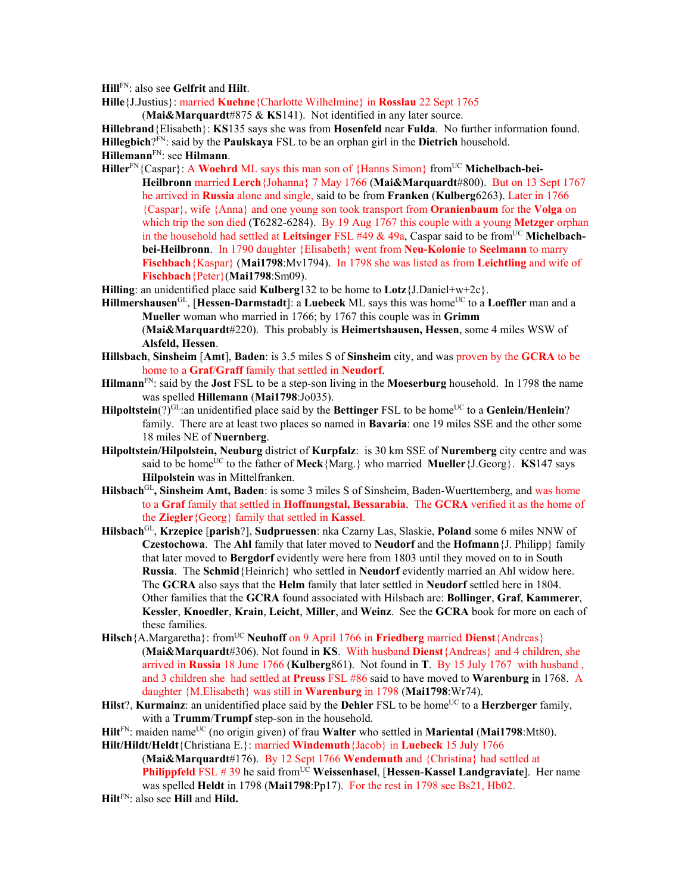**Hill**[FN]: also see **Gelfrit** and **Hilt**.

**Hille**{J.Justius}: married **Kuehne**{Charlotte Wilhelmine} in **Rosslau** 22 Sept 1765 (**Mai&Marquardt**#875 & **KS**141). Not identified in any later source.

**Hillebrand**{Elisabeth}: **KS**135 says she was from **Hosenfeld** near **Fulda**. No further information found.

**Hillegbich**?[FN]: said by the **Paulskaya** FSL to be an orphan girl in the **Dietrich** household.

**Hillemann**[FN]: see **Hilmann**.

**Hiller**[FN]{Caspar}: A **Woehrd** ML says this man son of {Hanns Simon} from[UC] **Michelbach-bei-Heilbronn** married **Lerch**{Johanna} 7 May 1766 (**Mai&Marquardt**#800). But on 13 Sept 1767 he arrived in **Russia** alone and single, said to be from **Franken** (**Kulberg**6263). Later in 1766 {Caspar}, wife {Anna} and one young son took transport from **Oranienbaum** for the **Volga** on which trip the son died (**T**6282-6284). By 19 Aug 1767 this couple with a young **Metzger** orphan in the household had settled at **Leitsinger** FSL #49 & 49a, Caspar said to be from[UC] **Michelbach-bei-Heilbronn**. In 1790 daughter {Elisabeth} went from **Neu-Kolonie** to **Seelmann** to marry **Fischbach**{Kaspar} (**Mai1798**:Mv1794). In 1798 she was listed as from **Leichtling** and wife of **Fischbach**{Peter}(**Mai1798**:Sm09).

**Hilling**: an unidentified place said **Kulberg**132 to be home to **Lotz**{J.Daniel+w+2c}.

**Hillmershausen**[GL], [**Hessen-Darmstadt**]: a **Luebeck** ML says this was home[UC] to a **Loeffler** man and a **Mueller** woman who married in 1766; by 1767 this couple was in **Grimm** (**Mai&Marquardt**#220). This probably is **Heimertshausen, Hessen**, some 4 miles WSW of **Alsfeld, Hessen**.

**Hillsbach**, **Sinsheim** [**Amt**], **Baden**: is 3.5 miles S of **Sinsheim** city, and was proven by the **GCRA** to be home to a **Graf**/**Graff** family that settled in **Neudorf**.

**Hilmann**[FN]: said by the **Jost** FSL to be a step-son living in the **Moeserburg** household. In 1798 the name was spelled **Hillemann** (**Mai1798**:Jo035).

**Hilpoltstein**(?)[GL]:an unidentified place said by the **Bettinger** FSL to be home[UC] to a **Genlein/Henlein**? family. There are at least two places so named in **Bavaria**: one 19 miles SSE and the other some 18 miles NE of **Nuernberg**.

**Hilpoltstein/Hilpolstein, Neuburg** district of **Kurpfalz**: is 30 km SSE of **Nuremberg** city centre and was said to be home[UC] to the father of **Meck**{Marg.} who married **Mueller**{J.Georg}. **KS**147 says **Hilpolstein** was in Mittelfranken.

**Hilsbach**[GL]**, Sinsheim Amt, Baden**: is some 3 miles S of Sinsheim, Baden-Wuerttemberg, and was home to a **Graf** family that settled in **Hoffnungstal, Bessarabia**. The **GCRA** verified it as the home of the **Ziegler**{Georg} family that settled in **Kassel**.

**Hilsbach**[GL], **Krzepice** [**parish**?], **Sudpruessen**: nka Czarny Las, Slaskie, **Poland** some 6 miles NNW of **Czestochowa**. The **Ahl** family that later moved to **Neudorf** and the **Hofmann**{J. Philipp} family that later moved to **Bergdorf** evidently were here from 1803 until they moved on to in South **Russia**. The **Schmid**{Heinrich} who settled in **Neudorf** evidently married an Ahl widow here. The **GCRA** also says that the **Helm** family that later settled in **Neudorf** settled here in 1804. Other families that the **GCRA** found associated with Hilsbach are: **Bollinger**, **Graf**, **Kammerer**, **Kessler**, **Knoedler**, **Krain**, **Leicht**, **Miller**, and **Weinz**. See the **GCRA** book for more on each of these families.

**Hilsch**{A.Margaretha}: from[UC] **Neuhoff** on 9 April 1766 in **Friedberg** married **Dienst**{Andreas} (**Mai&Marquardt**#306). Not found in **KS**. With husband **Dienst**{Andreas} and 4 children, she arrived in **Russia** 18 June 1766 (**Kulberg**861). Not found in **T**. By 15 July 1767 with husband , and 3 children she had settled at **Preuss** FSL #86 said to have moved to **Warenburg** in 1768. A daughter {M.Elisabeth} was still in **Warenburg** in 1798 (**Mai1798**:Wr74).

**Hilst**?, **Kurmainz**: an unidentified place said by the **Dehler** FSL to be home[UC] to a **Herzberger** family, with a **Trumm**/**Trumpf** step-son in the household.

**Hilt**[FN]: maiden name[UC] (no origin given) of frau **Walter** who settled in **Mariental** (**Mai1798**:Mt80).

**Hilt/Hildt/Heldt**{Christiana E.}: married **Windemuth**{Jacob} in **Luebeck** 15 July 1766 (**Mai&Marquardt**#176). By 12 Sept 1766 **Wendemuth** and {Christina} had settled at **Philippfeld** FSL # 39 he said from[UC] **Weissenhasel**, [**Hessen**-**Kassel Landgraviate**]. Her name was spelled **Heldt** in 1798 (**Mai1798**:Pp17). For the rest in 1798 see Bs21, Hb02.

**Hilt**[FN]: also see **Hill** and **Hild.**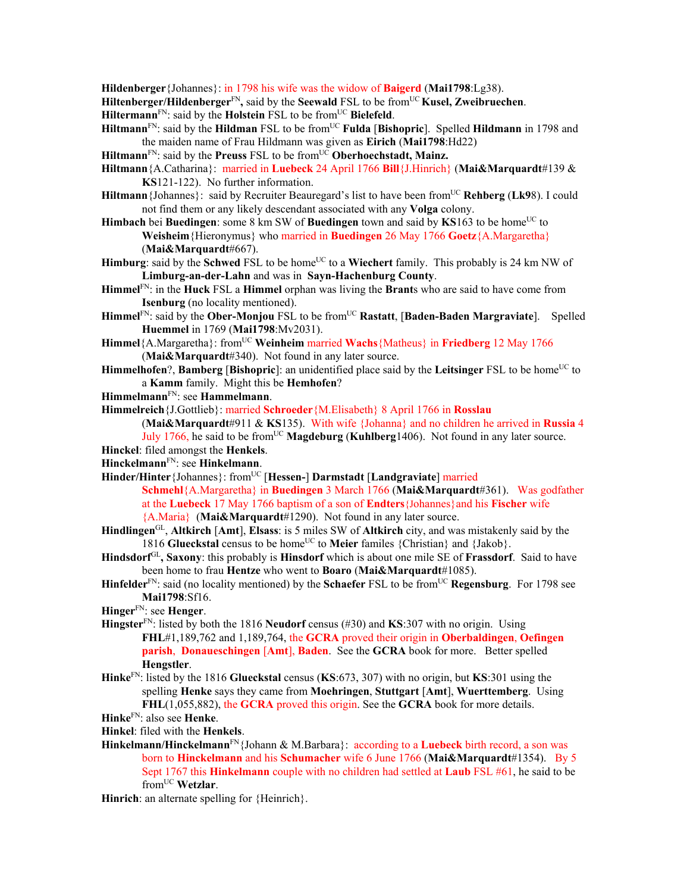**Hildenberger**{Johannes}: in 1798 his wife was the widow of **Baigerd** (**Mai1798**:Lg38).

**Hiltenberger/Hildenberger**FN**,** said by the **Seewald** FSL to be fromUC **Kusel, Zweibruechen**.

**Hiltermann**FN: said by the **Holstein** FSL to be fromUC **Bielefeld**.

**Hiltmann**FN: said by the **Hildman** FSL to be fromUC **Fulda** [**Bishopric**]. Spelled **Hildmann** in 1798 and the maiden name of Frau Hildmann was given as **Eirich** (**Mai1798**:Hd22)

**Hiltmann**FN: said by the **Preuss** FSL to be fromUC **Oberhoechstadt, Mainz.**

**Hiltmann**{A.Catharina}: married in **Luebeck** 24 April 1766 **Bill**{J.Hinrich} (**Mai&Marquardt**#139 & **KS**121-122). No further information.

**Hiltmann**{Johannes}: said by Recruiter Beauregard's list to have been fromUC **Rehberg** (**Lk9**8). I could not find them or any likely descendant associated with any **Volga** colony.

**Himbach** bei **Buedingen**: some 8 km SW of **Buedingen** town and said by **KS**163 to be homeUC to **Weisheim**{Hieronymus} who married in **Buedingen** 26 May 1766 **Goetz**{A.Margaretha} (**Mai&Marquardt**#667).

**Himburg**: said by the **Schwed** FSL to be homeUC to a **Wiechert** family. This probably is 24 km NW of **Limburg-an-der-Lahn** and was in **Sayn-Hachenburg County**.

**Himmel**FN: in the **Huck** FSL a **Himmel** orphan was living the **Brant**s who are said to have come from **Isenburg** (no locality mentioned).

**Himmel**FN: said by the **Ober-Monjou** FSL to be fromUC **Rastatt**, [**Baden-Baden Margraviate**]. Spelled **Huemmel** in 1769 (**Mai1798**:Mv2031).

**Himmel**{A.Margaretha}: fromUC **Weinheim** married **Wachs**{Matheus} in **Friedberg** 12 May 1766 (**Mai&Marquardt**#340). Not found in any later source.

**Himmelhofen**?, **Bamberg** [**Bishopric**]: an unidentified place said by the **Leitsinger** FSL to be homeUC to a **Kamm** family. Might this be **Hemhofen**?

**Himmelmann**FN: see **Hammelmann**.

**Himmelreich**{J.Gottlieb}: married **Schroeder**{M.Elisabeth} 8 April 1766 in **Rosslau** (**Mai&Marquardt**#911 & **KS**135). With wife {Johanna} and no children he arrived in **Russia** 4 July 1766, he said to be fromUC **Magdeburg** (**Kuhlberg**1406). Not found in any later source.

**Hinckel**: filed amongst the **Henkels**.

**Hinckelmann**FN: see **Hinkelmann**.

**Hinder/Hinter**{Johannes}: fromUC [**Hessen-**] **Darmstadt** [**Landgraviate**] married **Schmehl**{A.Margaretha} in **Buedingen** 3 March 1766 (**Mai&Marquardt**#361). Was godfather at the **Luebeck** 17 May 1766 baptism of a son of **Endters**{Johannes}and his **Fischer** wife {A.Maria} (**Mai&Marquardt**#1290). Not found in any later source.

**Hindlingen**GL, **Altkirch** [**Amt**], **Elsass**: is 5 miles SW of **Altkirch** city, and was mistakenly said by the 1816 **Glueckstal** census to be homeUC to **Meier** familes {Christian} and {Jakob}.

**Hindsdorf**GL**, Saxony**: this probably is **Hinsdorf** which is about one mile SE of **Frassdorf**. Said to have been home to frau **Hentze** who went to **Boaro** (**Mai&Marquardt**#1085).

**Hinfelder**FN: said (no locality mentioned) by the **Schaefer** FSL to be fromUC **Regensburg**. For 1798 see **Mai1798**:Sf16.

**Hinger**FN: see **Henger**.

**Hingster**FN: listed by both the 1816 **Neudorf** census (#30) and **KS**:307 with no origin. Using **FHL**#1,189,762 and 1,189,764, the **GCRA** proved their origin in **Oberbaldingen**, **Oefingen parish**, **Donaueschingen** [**Amt**], **Baden**. See the **GCRA** book for more. Better spelled **Hengstler**.

**Hinke**FN: listed by the 1816 **Glueckstal** census (**KS**:673, 307) with no origin, but **KS**:301 using the spelling **Henke** says they came from **Moehringen**, **Stuttgart** [**Amt**], **Wuerttemberg**. Using **FHL**(1,055,882), the **GCRA** proved this origin. See the **GCRA** book for more details.

**Hinke**FN: also see **Henke**.

**Hinkel**: filed with the **Henkels**.

**Hinkelmann/Hinckelmann**FN{Johann & M.Barbara}: according to a **Luebeck** birth record, a son was born to **Hinckelmann** and his **Schumacher** wife 6 June 1766 (**Mai&Marquardt**#1354). By 5 Sept 1767 this **Hinkelmann** couple with no children had settled at **Laub** FSL #61, he said to be fromUC **Wetzlar**.

**Hinrich**: an alternate spelling for {Heinrich}.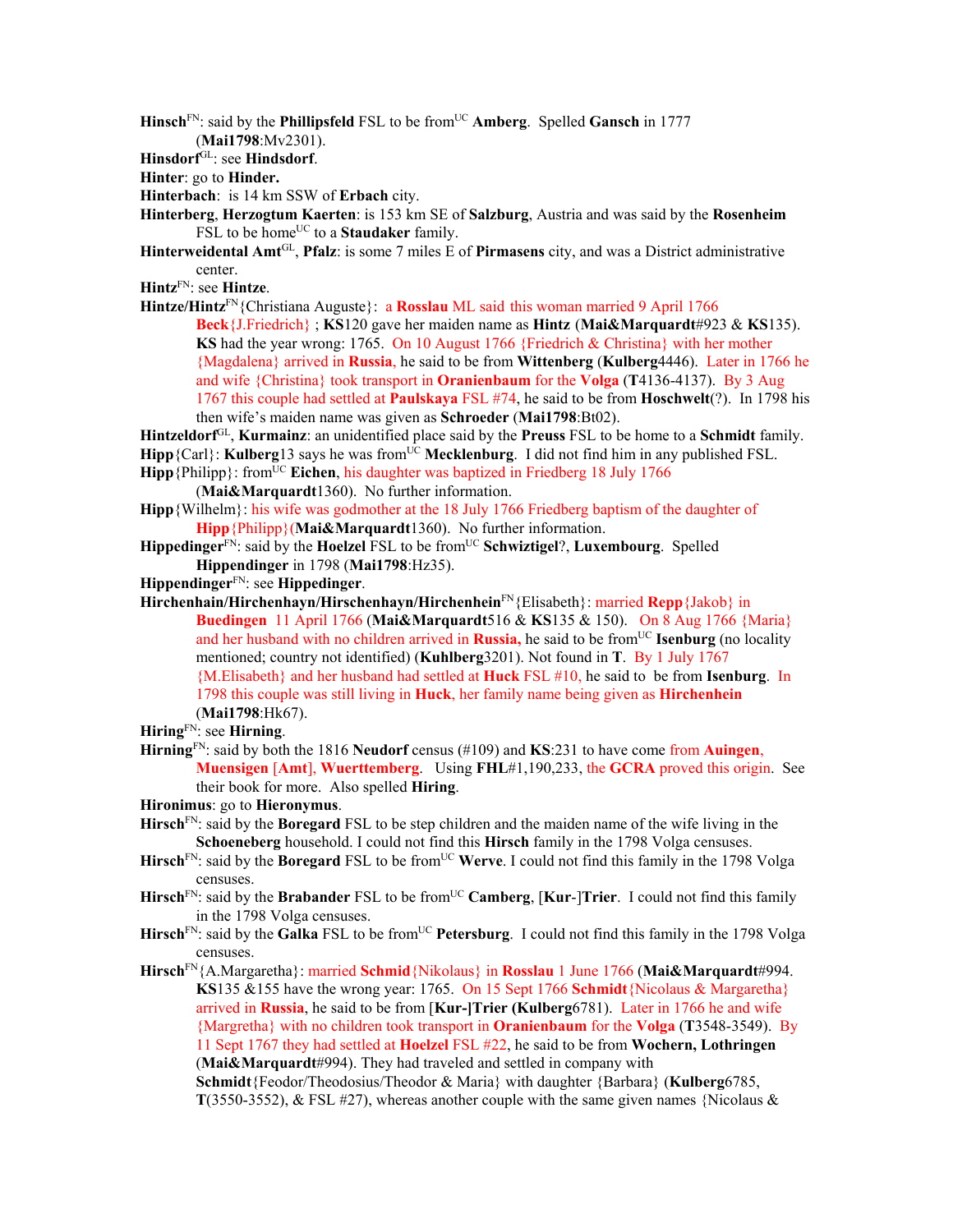**Hinsch**[FN]: said by the **Phillipsfeld** FSL to be from[UC] **Amberg**. Spelled **Gansch** in 1777 (**Mai1798**:Mv2301).

**Hinsdorf**[GL]: see **Hindsdorf**.

**Hinter**: go to **Hinder.**

**Hinterbach**: is 14 km SSW of **Erbach** city.

**Hinterberg**, **Herzogtum Kaerten**: is 153 km SE of **Salzburg**, Austria and was said by the **Rosenheim** FSL to be home[UC] to a **Staudaker** family.

**Hinterweidental Amt**[GL], **Pfalz**: is some 7 miles E of **Pirmasens** city, and was a District administrative center.

**Hintz**[FN]: see **Hintze**.

**Hintze/Hintz**[FN]{Christiana Auguste}: a **Rosslau** ML said this woman married 9 April 1766 **Beck**{J.Friedrich} ; **KS**120 gave her maiden name as **Hintz** (**Mai&Marquardt**#923 & **KS**135). **KS** had the year wrong: 1765. On 10 August 1766 {Friedrich & Christina} with her mother {Magdalena} arrived in **Russia**, he said to be from **Wittenberg** (**Kulberg**4446). Later in 1766 he and wife {Christina} took transport in **Oranienbaum** for the **Volga** (**T**4136-4137). By 3 Aug 1767 this couple had settled at **Paulskaya** FSL #74, he said to be from **Hoschwelt**(?). In 1798 his then wife's maiden name was given as **Schroeder** (**Mai1798**:Bt02).

**Hintzeldorf**[GL], **Kurmainz**: an unidentified place said by the **Preuss** FSL to be home to a **Schmidt** family.

**Hipp**{Carl}: **Kulberg**13 says he was from[UC] **Mecklenburg**. I did not find him in any published FSL.

**Hipp**{Philipp}: from[UC] **Eichen**, his daughter was baptized in Friedberg 18 July 1766 (**Mai&Marquardt**1360). No further information.

**Hipp**{Wilhelm}: his wife was godmother at the 18 July 1766 Friedberg baptism of the daughter of **Hipp**{Philipp}(**Mai&Marquardt**1360). No further information.

**Hippedinger**[FN]: said by the **Hoelzel** FSL to be from[UC] **Schwiztigel**?, **Luxembourg**. Spelled **Hippendinger** in 1798 (**Mai1798**:Hz35).

**Hippendinger**[FN]: see **Hippedinger**.

**Hirchenhain/Hirchenhayn/Hirschenhayn/Hirchenhein**[FN]{Elisabeth}: married **Repp**{Jakob} in **Buedingen** 11 April 1766 (**Mai&Marquardt**516 & **KS**135 & 150). On 8 Aug 1766 {Maria} and her husband with no children arrived in **Russia,** he said to be from[UC] **Isenburg** (no locality mentioned; country not identified) (**Kuhlberg**3201). Not found in **T**. By 1 July 1767 {M.Elisabeth} and her husband had settled at **Huck** FSL #10, he said to be from **Isenburg**. In 1798 this couple was still living in **Huck**, her family name being given as **Hirchenhein** (**Mai1798**:Hk67).

**Hiring**[FN]: see **Hirning**.

**Hirning**[FN]: said by both the 1816 **Neudorf** census (#109) and **KS**:231 to have come from **Auingen**, **Muensigen [Amt]**, **Wuerttemberg**. Using **FHL**#1,190,233, the **GCRA** proved this origin. See their book for more. Also spelled **Hiring**.

**Hironimus**: go to **Hieronymus**.

**Hirsch**[FN]: said by the **Boregard** FSL to be step children and the maiden name of the wife living in the **Schoeneberg** household. I could not find this **Hirsch** family in the 1798 Volga censuses.

**Hirsch**[FN]: said by the **Boregard** FSL to be from[UC] **Werve**. I could not find this family in the 1798 Volga censuses.

**Hirsch**[FN]: said by the **Brabander** FSL to be from[UC] **Camberg**, [**Kur**-]**Trier**. I could not find this family in the 1798 Volga censuses.

**Hirsch**[FN]: said by the **Galka** FSL to be from[UC] **Petersburg**. I could not find this family in the 1798 Volga censuses.

**Hirsch**[FN]{A.Margaretha}: married **Schmid**{Nikolaus} in **Rosslau** 1 June 1766 (**Mai&Marquardt**#994. **KS**135 &155 have the wrong year: 1765. On 15 Sept 1766 **Schmidt**{Nicolaus & Margaretha} arrived in **Russia**, he said to be from [**Kur-]Trier (Kulberg**6781). Later in 1766 he and wife {Margretha} with no children took transport in **Oranienbaum** for the **Volga** (**T**3548-3549). By 11 Sept 1767 they had settled at **Hoelzel** FSL #22, he said to be from **Wochern, Lothringen** (**Mai&Marquardt**#994). They had traveled and settled in company with **Schmidt**{Feodor/Theodosius/Theodor & Maria} with daughter {Barbara} (**Kulberg**6785, **T**(3550-3552), & FSL #27), whereas another couple with the same given names {Nicolaus &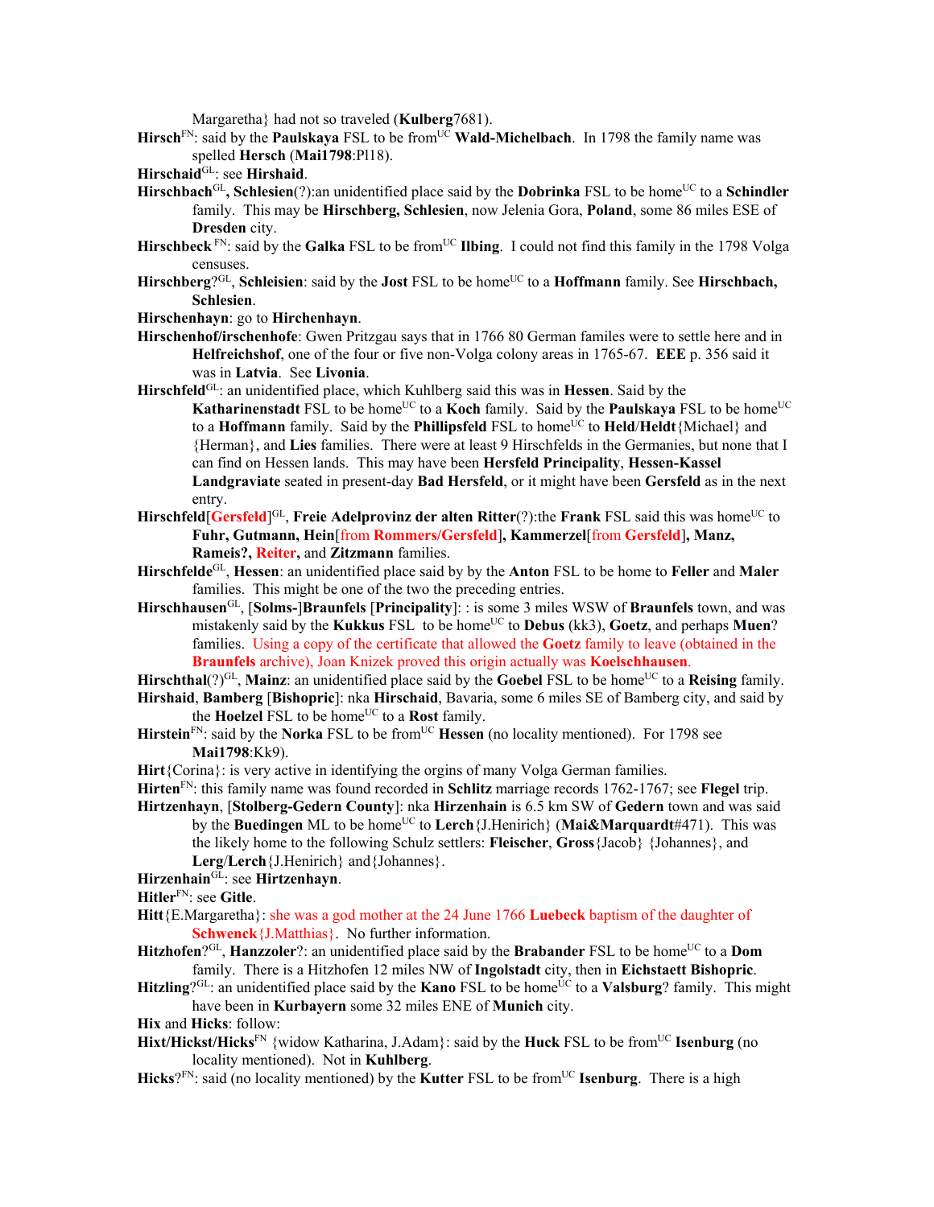Margaretha} had not so traveled (**Kulberg**7681).

**Hirsch**[FN]: said by the **Paulskaya** FSL to be from[UC] **Wald-Michelbach**. In 1798 the family name was spelled **Hersch** (**Mai1798**:Pl18).

**Hirschaid**[GL]: see **Hirshaid**.

**Hirschbach**[GL]**, Schlesien**(?):an unidentified place said by the **Dobrinka** FSL to be home[UC] to a **Schindler** family. This may be **Hirschberg, Schlesien**, now Jelenia Gora, **Poland**, some 86 miles ESE of **Dresden** city.

**Hirschbeck**[FN]: said by the **Galka** FSL to be from[UC] **Ilbing**. I could not find this family in the 1798 Volga censuses.

**Hirschberg**?[GL], **Schleisien**: said by the **Jost** FSL to be home[UC] to a **Hoffmann** family. See **Hirschbach, Schlesien**.

**Hirschenhayn**: go to **Hirchenhayn**.

**Hirschenhof/irschenhofe**: Gwen Pritzgau says that in 1766 80 German familes were to settle here and in **Helfreichshof**, one of the four or five non-Volga colony areas in 1765-67. **EEE** p. 356 said it was in **Latvia**. See **Livonia**.

**Hirschfeld**[GL]: an unidentified place, which Kuhlberg said this was in **Hessen**. Said by the **Katharinenstadt** FSL to be home[UC] to a **Koch** family. Said by the **Paulskaya** FSL to be home[UC] to a **Hoffmann** family. Said by the **Phillipsfeld** FSL to home[UC] to **Held**/**Heldt**{Michael} and {Herman}, and **Lies** families. There were at least 9 Hirschfelds in the Germanies, but none that I can find on Hessen lands. This may have been **Hersfeld Principality**, **Hessen-Kassel Landgraviate** seated in present-day **Bad Hersfeld**, or it might have been **Gersfeld** as in the next entry.

**Hirschfeld**[**Gersfeld**][GL], **Freie Adelprovinz der alten Ritter**(?):the **Frank** FSL said this was home[UC] to **Fuhr, Gutmann, Hein**[from **Rommers/Gersfeld**], **Kammerzel**[from **Gersfeld**]**, Manz, Rameis?, Reiter,** and **Zitzmann** families.

**Hirschfelde**[GL], **Hessen**: an unidentified place said by the **Anton** FSL to be home to **Feller** and **Maler** families. This might be one of the two the preceding entries.

**Hirschhausen**[GL], [**Solms-**]**Braunfels** [**Principality**]: : is some 3 miles WSW of **Braunfels** town, and was mistakenly said by the **Kukkus** FSL to be home[UC] to **Debus** (kk3), **Goetz**, and perhaps **Muen**? families. Using a copy of the certificate that allowed the **Goetz** family to leave (obtained in the **Braunfels** archive), Joan Knizek proved this origin actually was **Koelschhausen**.

**Hirschthal**(?)[GL], **Mainz**: an unidentified place said by the **Goebel** FSL to be home[UC] to a **Reising** family.

**Hirshaid**, **Bamberg** [**Bishopric**]: nka **Hirschaid**, Bavaria, some 6 miles SE of Bamberg city, and said by the **Hoelzel** FSL to be home[UC] to a **Rost** family.

**Hirstein**[FN]: said by the **Norka** FSL to be from[UC] **Hessen** (no locality mentioned). For 1798 see **Mai1798**:Kk9).

**Hirt**{Corina}: is very active in identifying the orgins of many Volga German families.

**Hirten**[FN]: this family name was found recorded in **Schlitz** marriage records 1762-1767; see **Flegel** trip.

**Hirtzenhayn**, [**Stolberg-Gedern County**]: nka **Hirzenhain** is 6.5 km SW of **Gedern** town and was said by the **Buedingen** ML to be home[UC] to **Lerch**{J.Henirich} (**Mai&Marquardt**#471). This was the likely home to the following Schulz settlers: **Fleischer**, **Gross**{Jacob} {Johannes}, and **Lerg**/**Lerch**{J.Henirich} and{Johannes}.

**Hirzenhain**[GL]: see **Hirtzenhayn**.

**Hitler**[FN]: see **Gitle**.

**Hitt**{E.Margaretha}: she was a god mother at the 24 June 1766 **Luebeck** baptism of the daughter of **Schwenck**{J.Matthias}. No further information.

**Hitzhofen**?[GL], **Hanzzoler**?: an unidentified place said by the **Brabander** FSL to be home[UC] to a **Dom** family. There is a Hitzhofen 12 miles NW of **Ingolstadt** city, then in **Eichstaett Bishopric**.

**Hitzling**?[GL]: an unidentified place said by the **Kano** FSL to be home[UC] to a **Valsburg**? family. This might have been in **Kurbayern** some 32 miles ENE of **Munich** city.

**Hix** and **Hicks**: follow:

**Hixt/Hickst/Hicks**[FN] {widow Katharina, J.Adam}: said by the **Huck** FSL to be from[UC] **Isenburg** (no locality mentioned). Not in **Kuhlberg**.

**Hicks**?[FN]: said (no locality mentioned) by the **Kutter** FSL to be from[UC] **Isenburg**. There is a high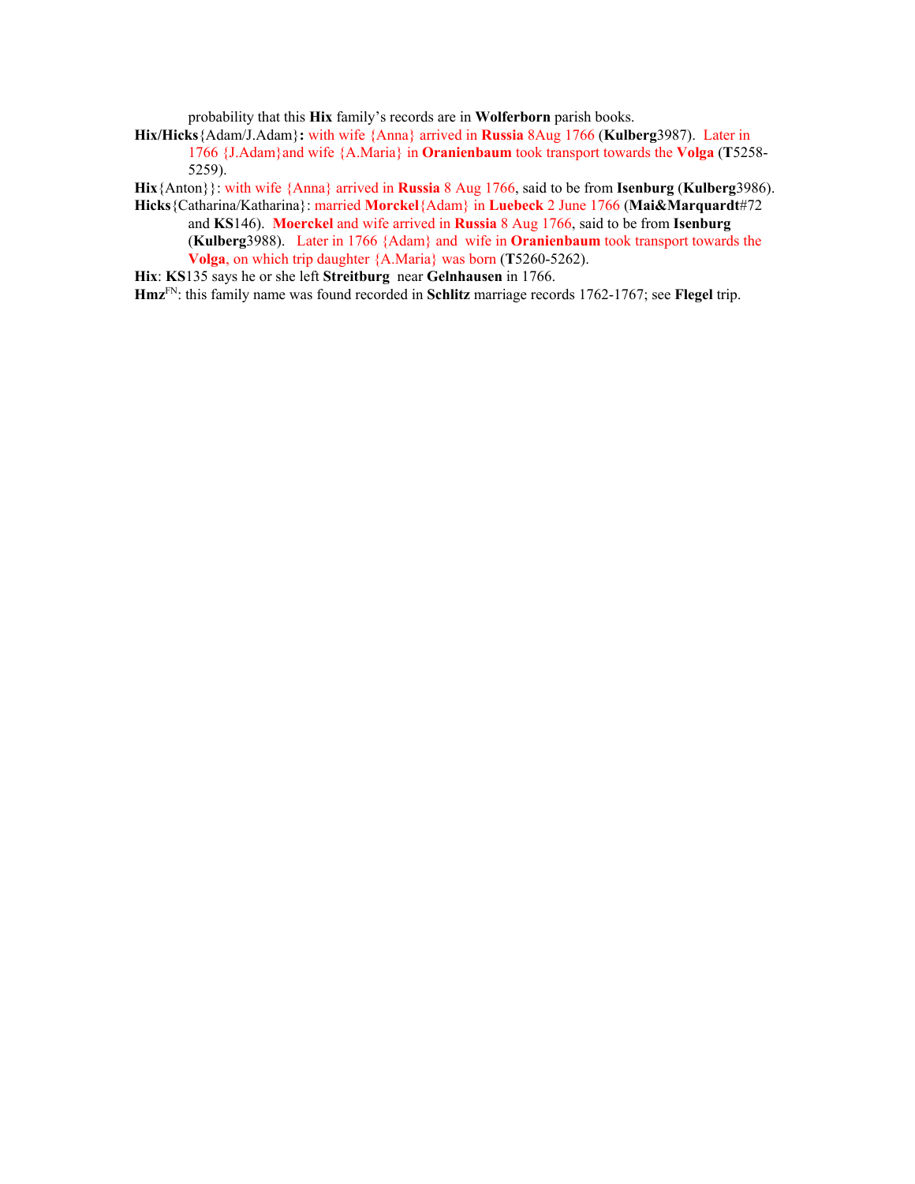probability that this **Hix** family's records are in **Wolferborn** parish books.

**Hix/Hicks**{Adam/J.Adam}**:** with wife {Anna} arrived in **Russia** 8Aug 1766 (**Kulberg**3987). Later in 1766 {J.Adam}and wife {A.Maria} in **Oranienbaum** took transport towards the **Volga** (**T**5258-5259).

**Hix**{Anton}}: with wife {Anna} arrived in **Russia** 8 Aug 1766, said to be from **Isenburg** (**Kulberg**3986).

**Hicks**{Catharina/Katharina}: married **Morckel**{Adam} in **Luebeck** 2 June 1766 (**Mai&Marquardt**#72 and **KS**146). **Moerckel** and wife arrived in **Russia** 8 Aug 1766, said to be from **Isenburg** (**Kulberg**3988). Later in 1766 {Adam} and wife in **Oranienbaum** took transport towards the **Volga**, on which trip daughter {A.Maria} was born (**T**5260-5262).

**Hix**: **KS**135 says he or she left **Streitburg** near **Gelnhausen** in 1766.

**Hmz**[FN]: this family name was found recorded in **Schlitz** marriage records 1762-1767; see **Flegel** trip.